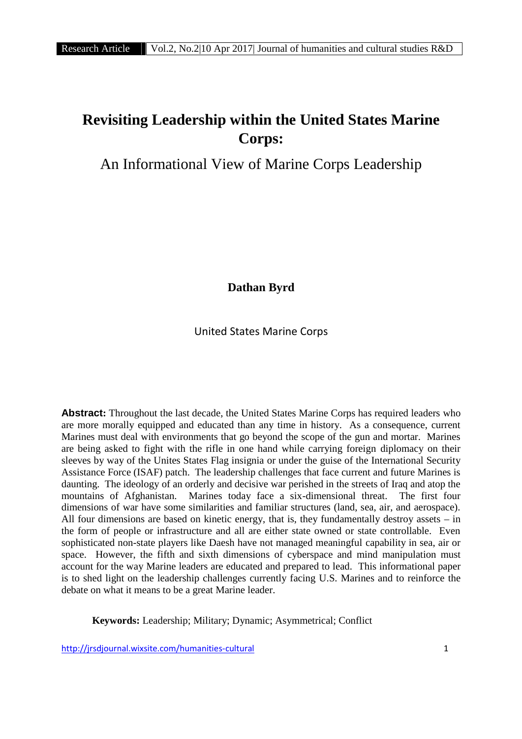# Revisiting Leadership within the United States Marine Corps:

## An Informational View of Marine Corps Leadership

**Dathan Byrd**

United States Marine Corps

**Abstract:** Throughout the last decade, the United States Marine Corps has required leaders who are more morally equipped and educated than any time in history. As a consequence, current Marines must deal with environments that go beyond the scope of the gun and mortar. Marines are being asked to fight with the rifle in one hand while carrying foreign diplomacy on their sleeves by way of the Unites States Flag insignia or under the guise of the International Security Assistance Force (ISAF) patch. The leadership challenges that face current and future Marines is daunting. The ideology of an orderly and decisive war perished in the streets of Iraq and atop the mountains of Afghanistan. Marines today face a six-dimensional threat. The first four dimensions of war have some similarities and familiar structures (land, sea, air, and aerospace). All four dimensions are based on kinetic energy, that is, they fundamentally destroy assets – in the form of people or infrastructure and all are either state owned or state controllable. Even sophisticated non-state players like Daesh have not managed meaningful capability in sea, air or space. However, the fifth and sixth dimensions of cyberspace and mind manipulation must account for the way Marine leaders are educated and prepared to lead. This informational paper is to shed light on the leadership challenges currently facing U.S. Marines and to reinforce the debate on what it means to be a great Marine leader.

**Keywords:** Leadership; Military; Dynamic; Asymmetrical; Conflict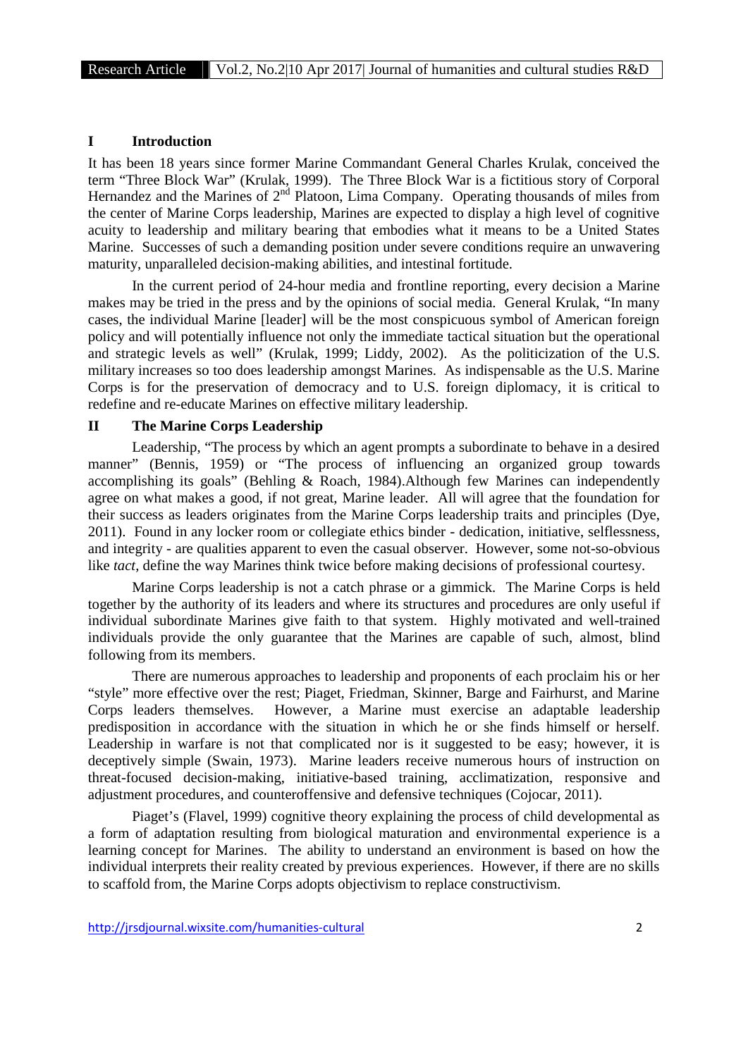## I Introduction

It has been 18 years since former Marine Commandant General Charles Krulak, conceived the term "Three Block War" (Krulak, 1999). The Three Block War is a fictitious story of Corporal Hernandez and the Marines of 2nd Platoon, Lima Company. Operating thousands of miles from the center of Marine Corps leadership, Marines are expected to display a high level of cognitive acuity to leadership and military bearing that embodies what it means to be a United States Marine. Successes of such a demanding position under severe conditions require an unwavering maturity, unparalleled decision-making abilities, and intestinal fortitude.

In the current period of 24-hour media and frontline reporting, every decision a Marine makes may be tried in the press and by the opinions of social media. General Krulak, "In many cases, the individual Marine [leader] will be the most conspicuous symbol of American foreign policy and will potentially influence not only the immediate tactical situation but the operational and strategic levels as well" (Krulak, 1999; Liddy, 2002). As the politicization of the U.S. military increases so too does leadership amongst Marines. As indispensable as the U.S. Marine Corps is for the preservation of democracy and to U.S. foreign diplomacy, it is critical to redefine and re-educate Marines on effective military leadership.

## II The Marine Corps Leadership

Leadership, "The process by which an agent prompts a subordinate to behave in a desired manner" (Bennis, 1959) or "The process of influencing an organized group towards accomplishing its goals" (Behling & Roach, 1984).Although few Marines can independently agree on what makes a good, if not great, Marine leader. All will agree that the foundation for their success as leaders originates from the Marine Corps leadership traits and principles (Dye, 2011). Found in any locker room or collegiate ethics binder - dedication, initiative, selflessness, and integrity - are qualities apparent to even the casual observer. However, some not-so-obvious like *tact*, define the way Marines think twice before making decisions of professional courtesy.

Marine Corps leadership is not a catch phrase or a gimmick. The Marine Corps is held together by the authority of its leaders and where its structures and procedures are only useful if individual subordinate Marines give faith to that system. Highly motivated and well-trained individuals provide the only guarantee that the Marines are capable of such, almost, blind following from its members.

There are numerous approaches to leadership and proponents of each proclaim his or her "style" more effective over the rest; Piaget, Friedman, Skinner, Barge and Fairhurst, and Marine Corps leaders themselves. However, a Marine must exercise an adaptable leadership predisposition in accordance with the situation in which he or she finds himself or herself. Leadership in warfare is not that complicated nor is it suggested to be easy; however, it is deceptively simple (Swain, 1973). Marine leaders receive numerous hours of instruction on threat-focused decision-making, initiative-based training, acclimatization, responsive and adjustment procedures, and counteroffensive and defensive techniques (Cojocar, 2011).

Piaget's (Flavel, 1999) cognitive theory explaining the process of child developmental as a form of adaptation resulting from biological maturation and environmental experience is a learning concept for Marines. The ability to understand an environment is based on how the individual interprets their reality created by previous experiences. However, if there are no skills to scaffold from, the Marine Corps adopts objectivism to replace constructivism.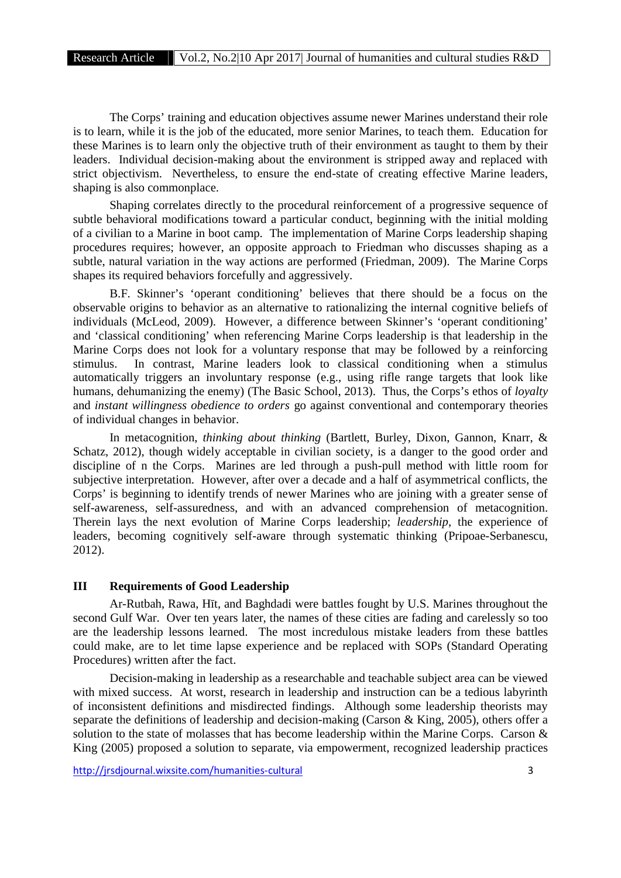The Corps' training and education objectives assume newer Marines understand their role is to learn, while it is the job of the educated, more senior Marines, to teach them. Education for these Marines is to learn only the objective truth of their environment as taught to them by their leaders. Individual decision-making about the environment is stripped away and replaced with strict objectivism. Nevertheless, to ensure the end-state of creating effective Marine leaders, shaping is also commonplace.

Shaping correlates directly to the procedural reinforcement of a progressive sequence of subtle behavioral modifications toward a particular conduct, beginning with the initial molding of a civilian to a Marine in boot camp. The implementation of Marine Corps leadership shaping procedures requires; however, an opposite approach to Friedman who discusses shaping as a subtle, natural variation in the way actions are performed (Friedman, 2009). The Marine Corps shapes its required behaviors forcefully and aggressively.

B.F. Skinner's 'operant conditioning' believes that there should be a focus on the observable origins to behavior as an alternative to rationalizing the internal cognitive beliefs of individuals (McLeod, 2009). However, a difference between Skinner's 'operant conditioning' and 'classical conditioning' when referencing Marine Corps leadership is that leadership in the Marine Corps does not look for a voluntary response that may be followed by a reinforcing stimulus. In contrast, Marine leaders look to classical conditioning when a stimulus automatically triggers an involuntary response (e.g., using rifle range targets that look like humans, dehumanizing the enemy) (The Basic School, 2013). Thus, the Corps's ethos of *loyalty* and *instant willingness obedience to orders* go against conventional and contemporary theories of individual changes in behavior.

In metacognition, *thinking about thinking* (Bartlett, Burley, Dixon, Gannon, Knarr, & Schatz, 2012), though widely acceptable in civilian society, is a danger to the good order and discipline of n the Corps. Marines are led through a push-pull method with little room for subjective interpretation. However, after over a decade and a half of asymmetrical conflicts, the Corps' is beginning to identify trends of newer Marines who are joining with a greater sense of self-awareness, self-assuredness, and with an advanced comprehension of metacognition. Therein lays the next evolution of Marine Corps leadership; *leadership*, the experience of leaders, becoming cognitively self-aware through systematic thinking (Pripoae-Serbanescu, 2012).

## III Requirements of Good Leadership

Ar-Rutbah, Rawa, Hīt, and Baghdadi were battles fought by U.S. Marines throughout the second Gulf War. Over ten years later, the names of these cities are fading and carelessly so too are the leadership lessons learned. The most incredulous mistake leaders from these battles could make, are to let time lapse experience and be replaced with SOPs (Standard Operating Procedures) written after the fact.

Decision-making in leadership as a researchable and teachable subject area can be viewed with mixed success. At worst, research in leadership and instruction can be a tedious labyrinth of inconsistent definitions and misdirected findings. Although some leadership theorists may separate the definitions of leadership and decision-making (Carson & King, 2005), others offer a solution to the state of molasses that has become leadership within the Marine Corps. Carson & King (2005) proposed a solution to separate, via empowerment, recognized leadership practices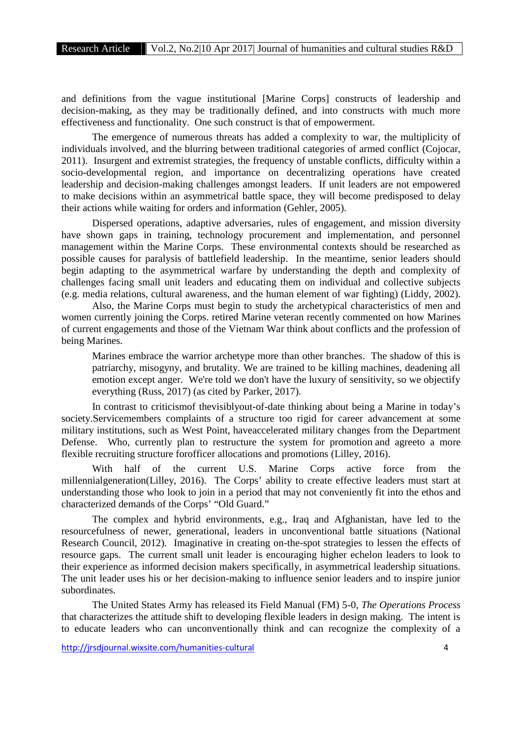and definitions from the vague institutional [Marine Corps] constructs of leadership and decision-making, as they may be traditionally defined, and into constructs with much more effectiveness and functionality. One such construct is that of empowerment.

The emergence of numerous threats has added a complexity to war, the multiplicity of individuals involved, and the blurring between traditional categories of armed conflict (Cojocar, 2011). Insurgent and extremist strategies, the frequency of unstable conflicts, difficulty within a socio-developmental region, and importance on decentralizing operations have created leadership and decision-making challenges amongst leaders. If unit leaders are not empowered to make decisions within an asymmetrical battle space, they will become predisposed to delay their actions while waiting for orders and information (Gehler, 2005).

Dispersed operations, adaptive adversaries, rules of engagement, and mission diversity have shown gaps in training, technology procurement and implementation, and personnel management within the Marine Corps. These environmental contexts should be researched as possible causes for paralysis of battlefield leadership. In the meantime, senior leaders should begin adapting to the asymmetrical warfare by understanding the depth and complexity of challenges facing small unit leaders and educating them on individual and collective subjects (e.g. media relations, cultural awareness, and the human element of war fighting) (Liddy, 2002).

Also, the Marine Corps must begin to study the archetypical characteristics of men and women currently joining the Corps. retired Marine veteran recently commented on how Marines of current engagements and those of the Vietnam War think about conflicts and the profession of being Marines.

> Marines embrace the warrior archetype more than other branches. The shadow of this is patriarchy, misogyny, and brutality. We are trained to be killing machines, deadening all emotion except anger. We're told we don't have the luxury of sensitivity, so we objectify everything (Russ, 2017) (as cited by Parker, 2017).

In contrast to criticismof thevisiblyout-of-date thinking about being a Marine in today's society.Servicemembers complaints of a structure too rigid for career advancement at some military institutions, such as West Point, haveaccelerated military changes from the Department Defense. Who, currently plan to restructure the system for promotion and agreeto a more flexible recruiting structure forofficer allocations and promotions (Lilley, 2016).

With half of the current U.S. Marine Corps active force from the millennialgeneration(Lilley, 2016). The Corps' ability to create effective leaders must start at understanding those who look to join in a period that may not conveniently fit into the ethos and characterized demands of the Corps' "Old Guard."

The complex and hybrid environments, e.g., Iraq and Afghanistan, have led to the resourcefulness of newer, generational, leaders in unconventional battle situations (National Research Council, 2012). Imaginative in creating on-the-spot strategies to lessen the effects of resource gaps. The current small unit leader is encouraging higher echelon leaders to look to their experience as informed decision makers specifically, in asymmetrical leadership situations. The unit leader uses his or her decision-making to influence senior leaders and to inspire junior subordinates.

The United States Army has released its Field Manual (FM) 5-0, *The Operations Process* that characterizes the attitude shift to developing flexible leaders in design making. The intent is to educate leaders who can unconventionally think and can recognize the complexity of a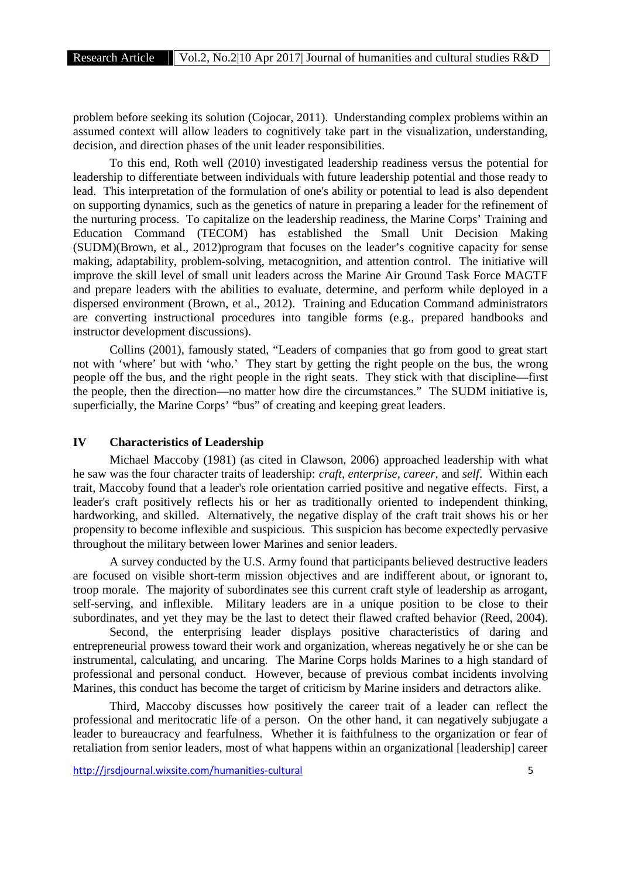problem before seeking its solution (Cojocar, 2011). Understanding complex problems within an assumed context will allow leaders to cognitively take part in the visualization, understanding, decision, and direction phases of the unit leader responsibilities.

To this end, Roth well (2010) investigated leadership readiness versus the potential for leadership to differentiate between individuals with future leadership potential and those ready to lead. This interpretation of the formulation of one's ability or potential to lead is also dependent on supporting dynamics, such as the genetics of nature in preparing a leader for the refinement of the nurturing process. To capitalize on the leadership readiness, the Marine Corps' Training and Education Command (TECOM) has established the Small Unit Decision Making (SUDM)(Brown, et al., 2012)program that focuses on the leader's cognitive capacity for sense making, adaptability, problem-solving, metacognition, and attention control. The initiative will improve the skill level of small unit leaders across the Marine Air Ground Task Force MAGTF and prepare leaders with the abilities to evaluate, determine, and perform while deployed in a dispersed environment (Brown, et al., 2012). Training and Education Command administrators are converting instructional procedures into tangible forms (e.g., prepared handbooks and instructor development discussions).

Collins (2001), famously stated, "Leaders of companies that go from good to great start not with 'where' but with 'who.' They start by getting the right people on the bus, the wrong people off the bus, and the right people in the right seats. They stick with that discipline—first the people, then the direction—no matter how dire the circumstances." The SUDM initiative is, superficially, the Marine Corps' "bus" of creating and keeping great leaders.

## IV Characteristics of Leadership

Michael Maccoby (1981) (as cited in Clawson, 2006) approached leadership with what he saw was the four character traits of leadership: *craft*, *enterprise*, *career*, and *self*. Within each trait, Maccoby found that a leader's role orientation carried positive and negative effects. First, a leader's craft positively reflects his or her as traditionally oriented to independent thinking, hardworking, and skilled. Alternatively, the negative display of the craft trait shows his or her propensity to become inflexible and suspicious. This suspicion has become expectedly pervasive throughout the military between lower Marines and senior leaders.

A survey conducted by the U.S. Army found that participants believed destructive leaders are focused on visible short-term mission objectives and are indifferent about, or ignorant to, troop morale. The majority of subordinates see this current craft style of leadership as arrogant, self-serving, and inflexible. Military leaders are in a unique position to be close to their subordinates, and yet they may be the last to detect their flawed crafted behavior (Reed, 2004).

Second, the enterprising leader displays positive characteristics of daring and entrepreneurial prowess toward their work and organization, whereas negatively he or she can be instrumental, calculating, and uncaring. The Marine Corps holds Marines to a high standard of professional and personal conduct. However, because of previous combat incidents involving Marines, this conduct has become the target of criticism by Marine insiders and detractors alike.

Third, Maccoby discusses how positively the career trait of a leader can reflect the professional and meritocratic life of a person. On the other hand, it can negatively subjugate a leader to bureaucracy and fearfulness. Whether it is faithfulness to the organization or fear of retaliation from senior leaders, most of what happens within an organizational [leadership] career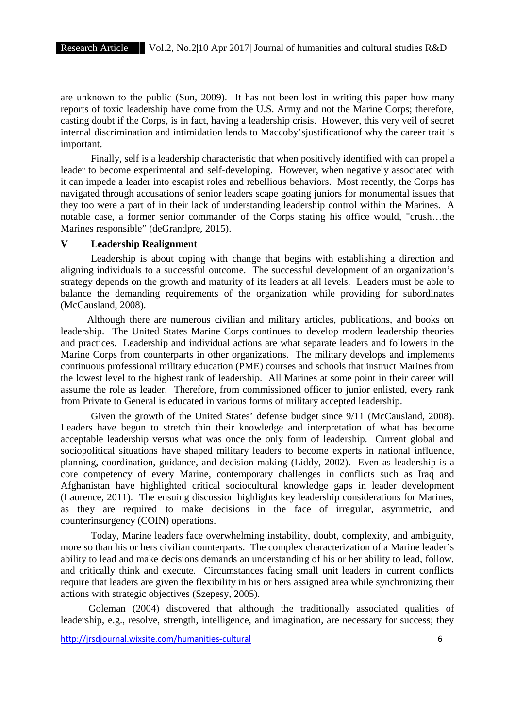are unknown to the public (Sun, 2009). It has not been lost in writing this paper how many reports of toxic leadership have come from the U.S. Army and not the Marine Corps; therefore, casting doubt if the Corps, is in fact, having a leadership crisis. However, this very veil of secret internal discrimination and intimidation lends to Maccoby'sjustificationof why the career trait is important.

Finally, self is a leadership characteristic that when positively identified with can propel a leader to become experimental and self-developing. However, when negatively associated with it can impede a leader into escapist roles and rebellious behaviors. Most recently, the Corps has navigated through accusations of senior leaders scape goating juniors for monumental issues that they too were a part of in their lack of understanding leadership control within the Marines. A notable case, a former senior commander of the Corps stating his office would, "crush…the Marines responsible" (deGrandpre, 2015).

## V Leadership Realignment

Leadership is about coping with change that begins with establishing a direction and aligning individuals to a successful outcome. The successful development of an organization's strategy depends on the growth and maturity of its leaders at all levels. Leaders must be able to balance the demanding requirements of the organization while providing for subordinates (McCausland, 2008).

Although there are numerous civilian and military articles, publications, and books on leadership. The United States Marine Corps continues to develop modern leadership theories and practices. Leadership and individual actions are what separate leaders and followers in the Marine Corps from counterparts in other organizations. The military develops and implements continuous professional military education (PME) courses and schools that instruct Marines from the lowest level to the highest rank of leadership. All Marines at some point in their career will assume the role as leader. Therefore, from commissioned officer to junior enlisted, every rank from Private to General is educated in various forms of military accepted leadership.

Given the growth of the United States' defense budget since 9/11 (McCausland, 2008). Leaders have begun to stretch thin their knowledge and interpretation of what has become acceptable leadership versus what was once the only form of leadership. Current global and sociopolitical situations have shaped military leaders to become experts in national influence, planning, coordination, guidance, and decision-making (Liddy, 2002). Even as leadership is a core competency of every Marine, contemporary challenges in conflicts such as Iraq and Afghanistan have highlighted critical sociocultural knowledge gaps in leader development (Laurence, 2011). The ensuing discussion highlights key leadership considerations for Marines, as they are required to make decisions in the face of irregular, asymmetric, and counterinsurgency (COIN) operations.

Today, Marine leaders face overwhelming instability, doubt, complexity, and ambiguity, more so than his or hers civilian counterparts. The complex characterization of a Marine leader's ability to lead and make decisions demands an understanding of his or her ability to lead, follow, and critically think and execute. Circumstances facing small unit leaders in current conflicts require that leaders are given the flexibility in his or hers assigned area while synchronizing their actions with strategic objectives (Szepesy, 2005).

Goleman (2004) discovered that although the traditionally associated qualities of leadership, e.g., resolve, strength, intelligence, and imagination, are necessary for success; they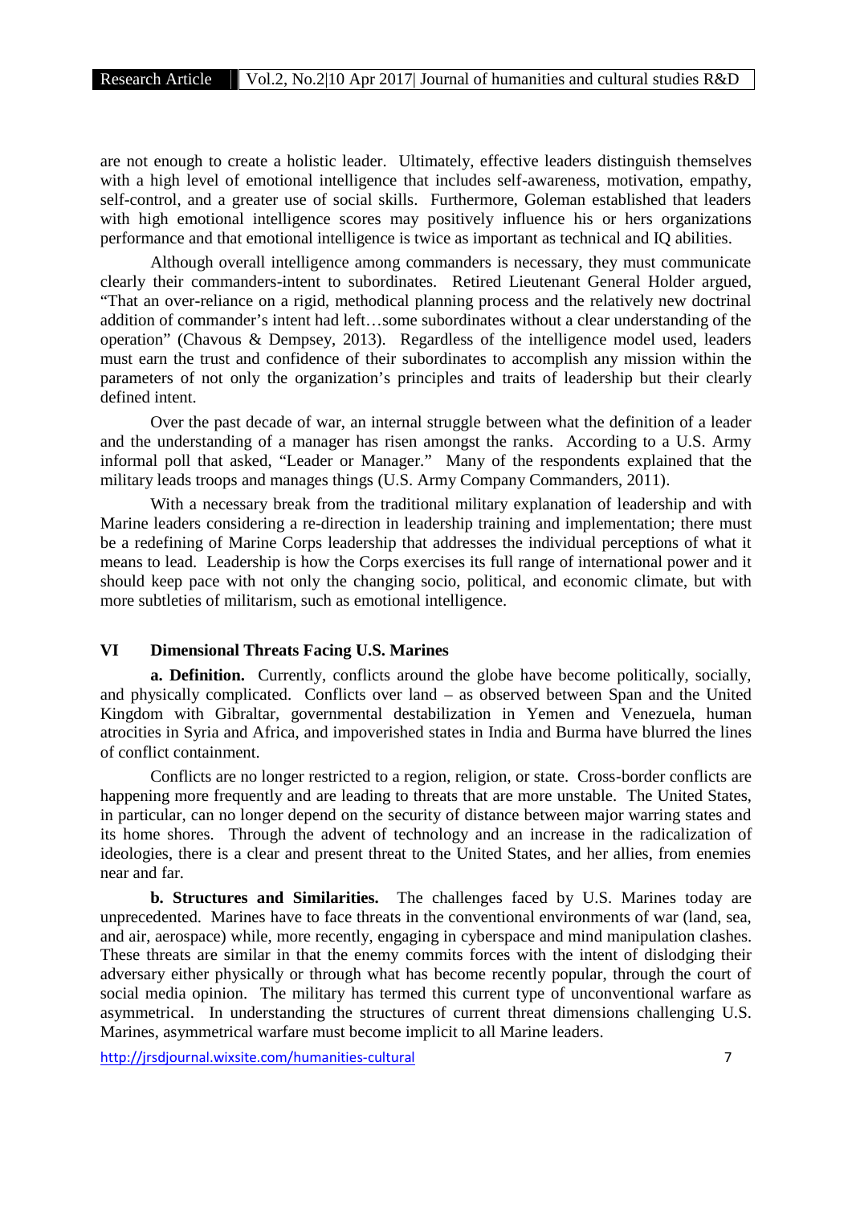are not enough to create a holistic leader. Ultimately, effective leaders distinguish themselves with a high level of emotional intelligence that includes self-awareness, motivation, empathy, self-control, and a greater use of social skills. Furthermore, Goleman established that leaders with high emotional intelligence scores may positively influence his or hers organizations performance and that emotional intelligence is twice as important as technical and IQ abilities.

Although overall intelligence among commanders is necessary, they must communicate clearly their commanders-intent to subordinates. Retired Lieutenant General Holder argued, "That an over-reliance on a rigid, methodical planning process and the relatively new doctrinal addition of commander's intent had left…some subordinates without a clear understanding of the operation" (Chavous & Dempsey, 2013). Regardless of the intelligence model used, leaders must earn the trust and confidence of their subordinates to accomplish any mission within the parameters of not only the organization's principles and traits of leadership but their clearly defined intent.

Over the past decade of war, an internal struggle between what the definition of a leader and the understanding of a manager has risen amongst the ranks. According to a U.S. Army informal poll that asked, "Leader or Manager." Many of the respondents explained that the military leads troops and manages things (U.S. Army Company Commanders, 2011).

With a necessary break from the traditional military explanation of leadership and with Marine leaders considering a re-direction in leadership training and implementation; there must be a redefining of Marine Corps leadership that addresses the individual perceptions of what it means to lead. Leadership is how the Corps exercises its full range of international power and it should keep pace with not only the changing socio, political, and economic climate, but with more subtleties of militarism, such as emotional intelligence.

## VI Dimensional Threats Facing U.S. Marines

**a. Definition.** Currently, conflicts around the globe have become politically, socially, and physically complicated. Conflicts over land – as observed between Span and the United Kingdom with Gibraltar, governmental destabilization in Yemen and Venezuela, human atrocities in Syria and Africa, and impoverished states in India and Burma have blurred the lines of conflict containment.

Conflicts are no longer restricted to a region, religion, or state. Cross-border conflicts are happening more frequently and are leading to threats that are more unstable. The United States, in particular, can no longer depend on the security of distance between major warring states and its home shores. Through the advent of technology and an increase in the radicalization of ideologies, there is a clear and present threat to the United States, and her allies, from enemies near and far.

**b. Structures and Similarities.** The challenges faced by U.S. Marines today are unprecedented. Marines have to face threats in the conventional environments of war (land, sea, and air, aerospace) while, more recently, engaging in cyberspace and mind manipulation clashes. These threats are similar in that the enemy commits forces with the intent of dislodging their adversary either physically or through what has become recently popular, through the court of social media opinion. The military has termed this current type of unconventional warfare as asymmetrical. In understanding the structures of current threat dimensions challenging U.S. Marines, asymmetrical warfare must become implicit to all Marine leaders.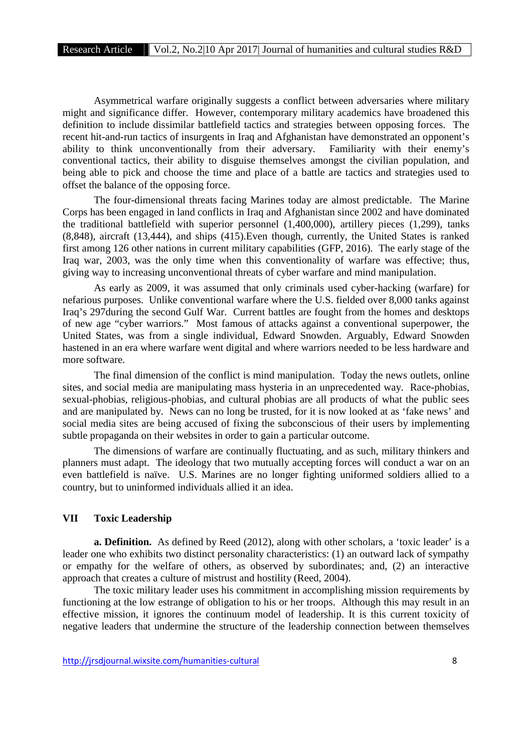Asymmetrical warfare originally suggests a conflict between adversaries where military might and significance differ. However, contemporary military academics have broadened this definition to include dissimilar battlefield tactics and strategies between opposing forces. The recent hit-and-run tactics of insurgents in Iraq and Afghanistan have demonstrated an opponent's ability to think unconventionally from their adversary. Familiarity with their enemy's conventional tactics, their ability to disguise themselves amongst the civilian population, and being able to pick and choose the time and place of a battle are tactics and strategies used to offset the balance of the opposing force.

The four-dimensional threats facing Marines today are almost predictable. The Marine Corps has been engaged in land conflicts in Iraq and Afghanistan since 2002 and have dominated the traditional battlefield with superior personnel (1,400,000), artillery pieces (1,299), tanks (8,848), aircraft (13,444), and ships (415).Even though, currently, the United States is ranked first among 126 other nations in current military capabilities (GFP, 2016). The early stage of the Iraq war, 2003, was the only time when this conventionality of warfare was effective; thus, giving way to increasing unconventional threats of cyber warfare and mind manipulation.

As early as 2009, it was assumed that only criminals used cyber-hacking (warfare) for nefarious purposes. Unlike conventional warfare where the U.S. fielded over 8,000 tanks against Iraq's 297during the second Gulf War. Current battles are fought from the homes and desktops of new age "cyber warriors." Most famous of attacks against a conventional superpower, the United States, was from a single individual, Edward Snowden. Arguably, Edward Snowden hastened in an era where warfare went digital and where warriors needed to be less hardware and more software.

The final dimension of the conflict is mind manipulation. Today the news outlets, online sites, and social media are manipulating mass hysteria in an unprecedented way. Race-phobias, sexual-phobias, religious-phobias, and cultural phobias are all products of what the public sees and are manipulated by. News can no long be trusted, for it is now looked at as 'fake news' and social media sites are being accused of fixing the subconscious of their users by implementing subtle propaganda on their websites in order to gain a particular outcome.

The dimensions of warfare are continually fluctuating, and as such, military thinkers and planners must adapt. The ideology that two mutually accepting forces will conduct a war on an even battlefield is naïve. U.S. Marines are no longer fighting uniformed soldiers allied to a country, but to uninformed individuals allied it an idea.

## VII Toxic Leadership

**a. Definition.** As defined by Reed (2012), along with other scholars, a 'toxic leader' is a leader one who exhibits two distinct personality characteristics: (1) an outward lack of sympathy or empathy for the welfare of others, as observed by subordinates; and, (2) an interactive approach that creates a culture of mistrust and hostility (Reed, 2004).

The toxic military leader uses his commitment in accomplishing mission requirements by functioning at the low estrange of obligation to his or her troops. Although this may result in an effective mission, it ignores the continuum model of leadership. It is this current toxicity of negative leaders that undermine the structure of the leadership connection between themselves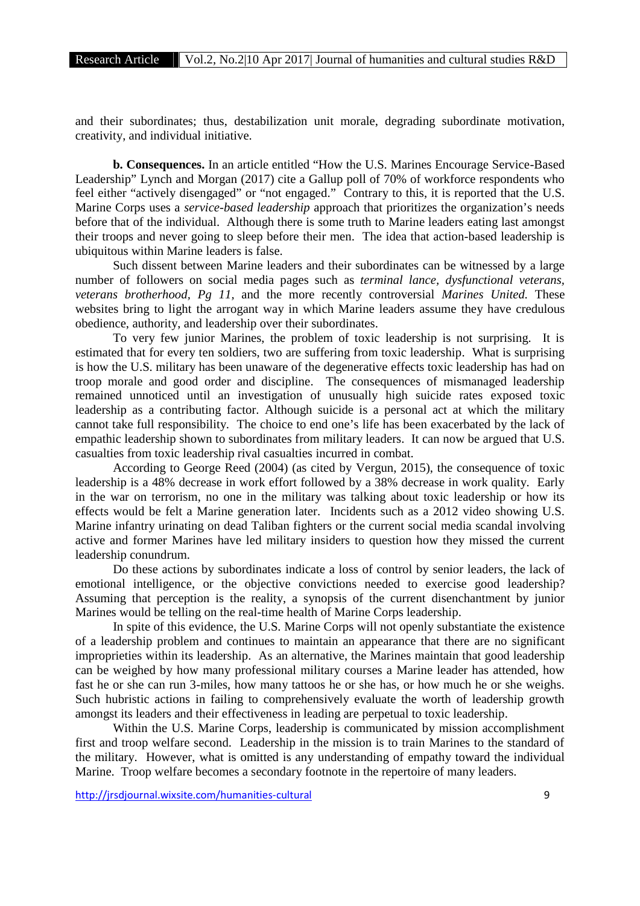and their subordinates; thus, destabilization unit morale, degrading subordinate motivation, creativity, and individual initiative.

**b. Consequences.** In an article entitled "How the U.S. Marines Encourage Service-Based Leadership" Lynch and Morgan (2017) cite a Gallup poll of 70% of workforce respondents who feel either "actively disengaged" or "not engaged." Contrary to this, it is reported that the U.S. Marine Corps uses a *service-based leadership* approach that prioritizes the organization's needs before that of the individual. Although there is some truth to Marine leaders eating last amongst their troops and never going to sleep before their men. The idea that action-based leadership is ubiquitous within Marine leaders is false.

Such dissent between Marine leaders and their subordinates can be witnessed by a large number of followers on social media pages such as *terminal lance*, *dysfunctional veterans*, *veterans brotherhood*, *Pg 11*, and the more recently controversial *Marines United*. These websites bring to light the arrogant way in which Marine leaders assume they have credulous obedience, authority, and leadership over their subordinates.

To very few junior Marines, the problem of toxic leadership is not surprising. It is estimated that for every ten soldiers, two are suffering from toxic leadership. What is surprising is how the U.S. military has been unaware of the degenerative effects toxic leadership has had on troop morale and good order and discipline. The consequences of mismanaged leadership remained unnoticed until an investigation of unusually high suicide rates exposed toxic leadership as a contributing factor. Although suicide is a personal act at which the military cannot take full responsibility. The choice to end one's life has been exacerbated by the lack of empathic leadership shown to subordinates from military leaders. It can now be argued that U.S. casualties from toxic leadership rival casualties incurred in combat.

According to George Reed (2004) (as cited by Vergun, 2015), the consequence of toxic leadership is a 48% decrease in work effort followed by a 38% decrease in work quality. Early in the war on terrorism, no one in the military was talking about toxic leadership or how its effects would be felt a Marine generation later. Incidents such as a 2012 video showing U.S. Marine infantry urinating on dead Taliban fighters or the current social media scandal involving active and former Marines have led military insiders to question how they missed the current leadership conundrum.

Do these actions by subordinates indicate a loss of control by senior leaders, the lack of emotional intelligence, or the objective convictions needed to exercise good leadership? Assuming that perception is the reality, a synopsis of the current disenchantment by junior Marines would be telling on the real-time health of Marine Corps leadership.

In spite of this evidence, the U.S. Marine Corps will not openly substantiate the existence of a leadership problem and continues to maintain an appearance that there are no significant improprieties within its leadership. As an alternative, the Marines maintain that good leadership can be weighed by how many professional military courses a Marine leader has attended, how fast he or she can run 3-miles, how many tattoos he or she has, or how much he or she weighs. Such hubristic actions in failing to comprehensively evaluate the worth of leadership growth amongst its leaders and their effectiveness in leading are perpetual to toxic leadership.

Within the U.S. Marine Corps, leadership is communicated by mission accomplishment first and troop welfare second. Leadership in the mission is to train Marines to the standard of the military. However, what is omitted is any understanding of empathy toward the individual Marine. Troop welfare becomes a secondary footnote in the repertoire of many leaders.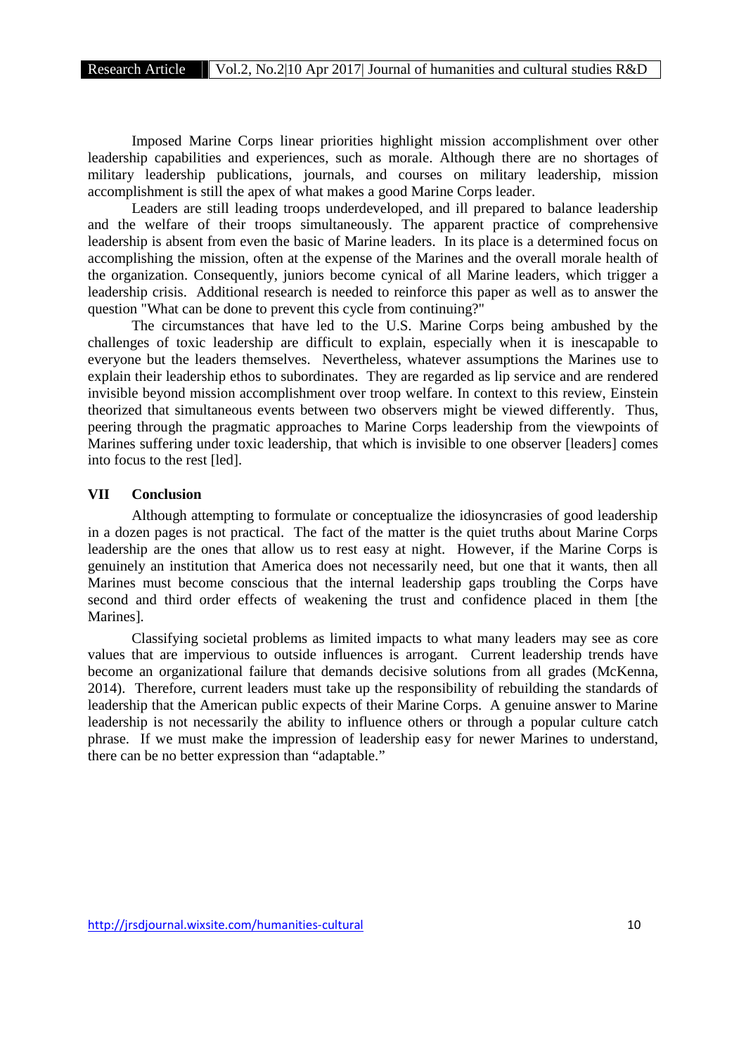Imposed Marine Corps linear priorities highlight mission accomplishment over other leadership capabilities and experiences, such as morale. Although there are no shortages of military leadership publications, journals, and courses on military leadership, mission accomplishment is still the apex of what makes a good Marine Corps leader.

Leaders are still leading troops underdeveloped, and ill prepared to balance leadership and the welfare of their troops simultaneously. The apparent practice of comprehensive leadership is absent from even the basic of Marine leaders. In its place is a determined focus on accomplishing the mission, often at the expense of the Marines and the overall morale health of the organization. Consequently, juniors become cynical of all Marine leaders, which trigger a leadership crisis. Additional research is needed to reinforce this paper as well as to answer the question "What can be done to prevent this cycle from continuing?"

The circumstances that have led to the U.S. Marine Corps being ambushed by the challenges of toxic leadership are difficult to explain, especially when it is inescapable to everyone but the leaders themselves. Nevertheless, whatever assumptions the Marines use to explain their leadership ethos to subordinates. They are regarded as lip service and are rendered invisible beyond mission accomplishment over troop welfare. In context to this review, Einstein theorized that simultaneous events between two observers might be viewed differently. Thus, peering through the pragmatic approaches to Marine Corps leadership from the viewpoints of Marines suffering under toxic leadership, that which is invisible to one observer [leaders] comes into focus to the rest [led].

## VII Conclusion

Although attempting to formulate or conceptualize the idiosyncrasies of good leadership in a dozen pages is not practical. The fact of the matter is the quiet truths about Marine Corps leadership are the ones that allow us to rest easy at night. However, if the Marine Corps is genuinely an institution that America does not necessarily need, but one that it wants, then all Marines must become conscious that the internal leadership gaps troubling the Corps have second and third order effects of weakening the trust and confidence placed in them [the Marines].

Classifying societal problems as limited impacts to what many leaders may see as core values that are impervious to outside influences is arrogant. Current leadership trends have become an organizational failure that demands decisive solutions from all grades (McKenna, 2014). Therefore, current leaders must take up the responsibility of rebuilding the standards of leadership that the American public expects of their Marine Corps. A genuine answer to Marine leadership is not necessarily the ability to influence others or through a popular culture catch phrase. If we must make the impression of leadership easy for newer Marines to understand, there can be no better expression than "adaptable."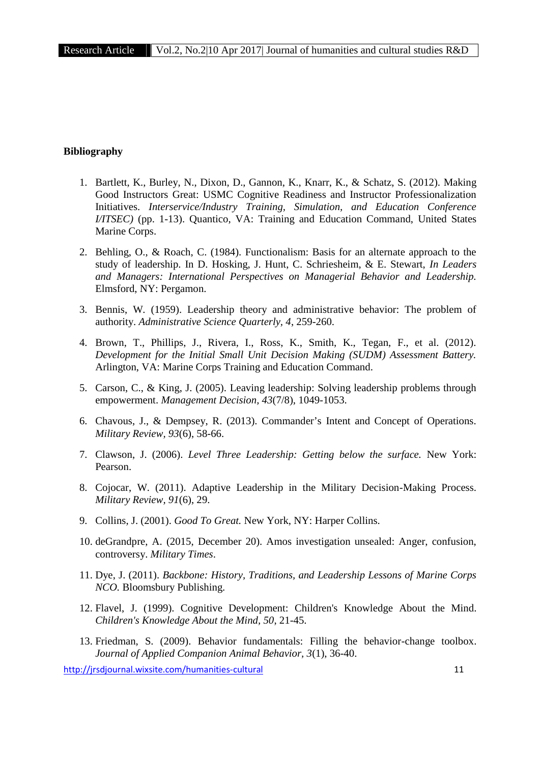**Bibliography**

1. Bartlett, K., Burley, N., Dixon, D., Gannon, K., Knarr, K., & Schatz, S. (2012). Making Good Instructors Great: USMC Cognitive Readiness and Instructor Professionalization Initiatives. *Interservice/Industry Training, Simulation, and Education Conference I/ITSEC)* (pp. 1-13). Quantico, VA: Training and Education Command, United States Marine Corps.

2. Behling, O., & Roach, C. (1984). Functionalism: Basis for an alternate approach to the study of leadership. In D. Hosking, J. Hunt, C. Schriesheim, & E. Stewart, *In Leaders and Managers: International Perspectives on Managerial Behavior and Leadership.* Elmsford, NY: Pergamon.

3. Bennis, W. (1959). Leadership theory and administrative behavior: The problem of authority. *Administrative Science Quarterly*, *4*, 259-260.

4. Brown, T., Phillips, J., Rivera, I., Ross, K., Smith, K., Tegan, F., et al. (2012). *Development for the Initial Small Unit Decision Making (SUDM) Assessment Battery.* Arlington, VA: Marine Corps Training and Education Command.

5. Carson, C., & King, J. (2005). Leaving leadership: Solving leadership problems through empowerment. *Management Decision*, *43*(7/8), 1049-1053.

6. Chavous, J., & Dempsey, R. (2013). Commander's Intent and Concept of Operations. *Military Review*, *93*(6), 58-66.

7. Clawson, J. (2006). *Level Three Leadership: Getting below the surface.* New York: Pearson.

8. Cojocar, W. (2011). Adaptive Leadership in the Military Decision-Making Process. *Military Review*, *91*(6), 29.

9. Collins, J. (2001). *Good To Great.* New York, NY: Harper Collins.

10. deGrandpre, A. (2015, December 20). Amos investigation unsealed: Anger, confusion, controversy. *Military Times*.

11. Dye, J. (2011). *Backbone: History, Traditions, and Leadership Lessons of Marine Corps NCO.* Bloomsbury Publishing.

12. Flavel, J. (1999). Cognitive Development: Children's Knowledge About the Mind. *Children's Knowledge About the Mind*, *50*, 21-45.

13. Friedman, S. (2009). Behavior fundamentals: Filling the behavior-change toolbox. *Journal of Applied Companion Animal Behavior*, *3*(1), 36-40.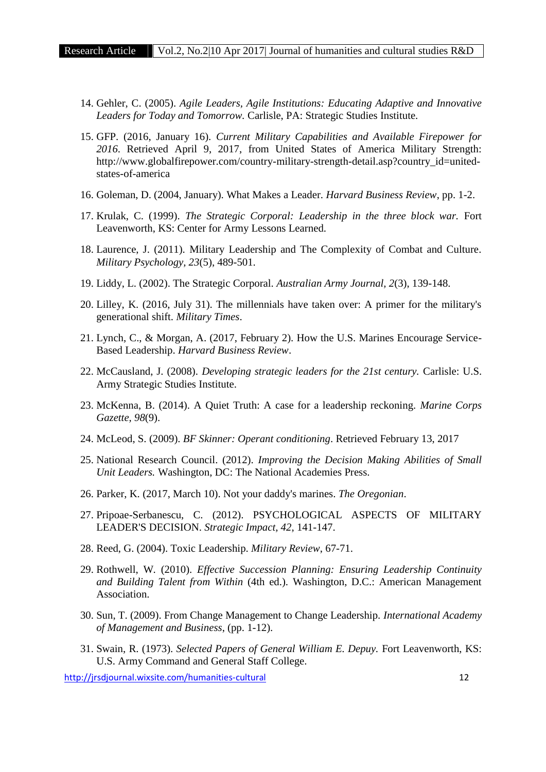14. Gehler, C. (2005). *Agile Leaders, Agile Institutions: Educating Adaptive and Innovative Leaders for Today and Tomorrow.* Carlisle, PA: Strategic Studies Institute.

15. GFP. (2016, January 16). *Current Military Capabilities and Available Firepower for 2016.* Retrieved April 9, 2017, from United States of America Military Strength: http://www.globalfirepower.com/country-military-strength-detail.asp?country_id=united-states-of-america

16. Goleman, D. (2004, January). What Makes a Leader. *Harvard Business Review*, pp. 1-2.

17. Krulak, C. (1999). *The Strategic Corporal: Leadership in the three block war.* Fort Leavenworth, KS: Center for Army Lessons Learned.

18. Laurence, J. (2011). Military Leadership and The Complexity of Combat and Culture. *Military Psychology, 23*(5), 489-501.

19. Liddy, L. (2002). The Strategic Corporal. *Australian Army Journal, 2*(3), 139-148.

20. Lilley, K. (2016, July 31). The millennials have taken over: A primer for the military's generational shift. *Military Times*.

21. Lynch, C., & Morgan, A. (2017, February 2). How the U.S. Marines Encourage Service-Based Leadership. *Harvard Business Review*.

22. McCausland, J. (2008). *Developing strategic leaders for the 21st century.* Carlisle: U.S. Army Strategic Studies Institute.

23. McKenna, B. (2014). A Quiet Truth: A case for a leadership reckoning. *Marine Corps Gazette, 98*(9).

24. McLeod, S. (2009). *BF Skinner: Operant conditioning*. Retrieved February 13, 2017

25. National Research Council. (2012). *Improving the Decision Making Abilities of Small Unit Leaders.* Washington, DC: The National Academies Press.

26. Parker, K. (2017, March 10). Not your daddy's marines. *The Oregonian*.

27. Pripoae-Serbanescu, C. (2012). PSYCHOLOGICAL ASPECTS OF MILITARY LEADER'S DECISION. *Strategic Impact, 42*, 141-147.

28. Reed, G. (2004). Toxic Leadership. *Military Review*, 67-71.

29. Rothwell, W. (2010). *Effective Succession Planning: Ensuring Leadership Continuity and Building Talent from Within* (4th ed.). Washington, D.C.: American Management Association.

30. Sun, T. (2009). From Change Management to Change Leadership. *International Academy of Management and Business*, (pp. 1-12).

31. Swain, R. (1973). *Selected Papers of General William E. Depuy.* Fort Leavenworth, KS: U.S. Army Command and General Staff College.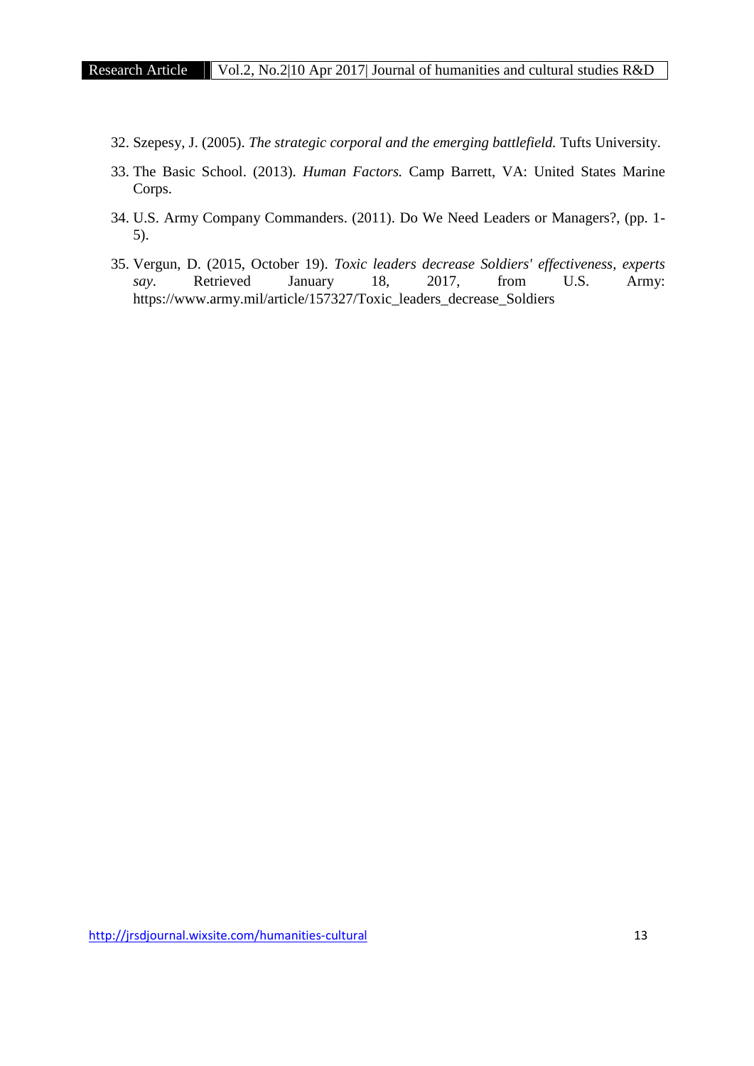32. Szepesy, J. (2005). *The strategic corporal and the emerging battlefield.* Tufts University.
33. The Basic School. (2013). *Human Factors.* Camp Barrett, VA: United States Marine Corps.
34. U.S. Army Company Commanders. (2011). Do We Need Leaders or Managers?, (pp. 1-5).
35. Vergun, D. (2015, October 19). *Toxic leaders decrease Soldiers' effectiveness, experts say*. Retrieved January 18, 2017, from U.S. Army: https://www.army.mil/article/157327/Toxic_leaders_decrease_Soldiers